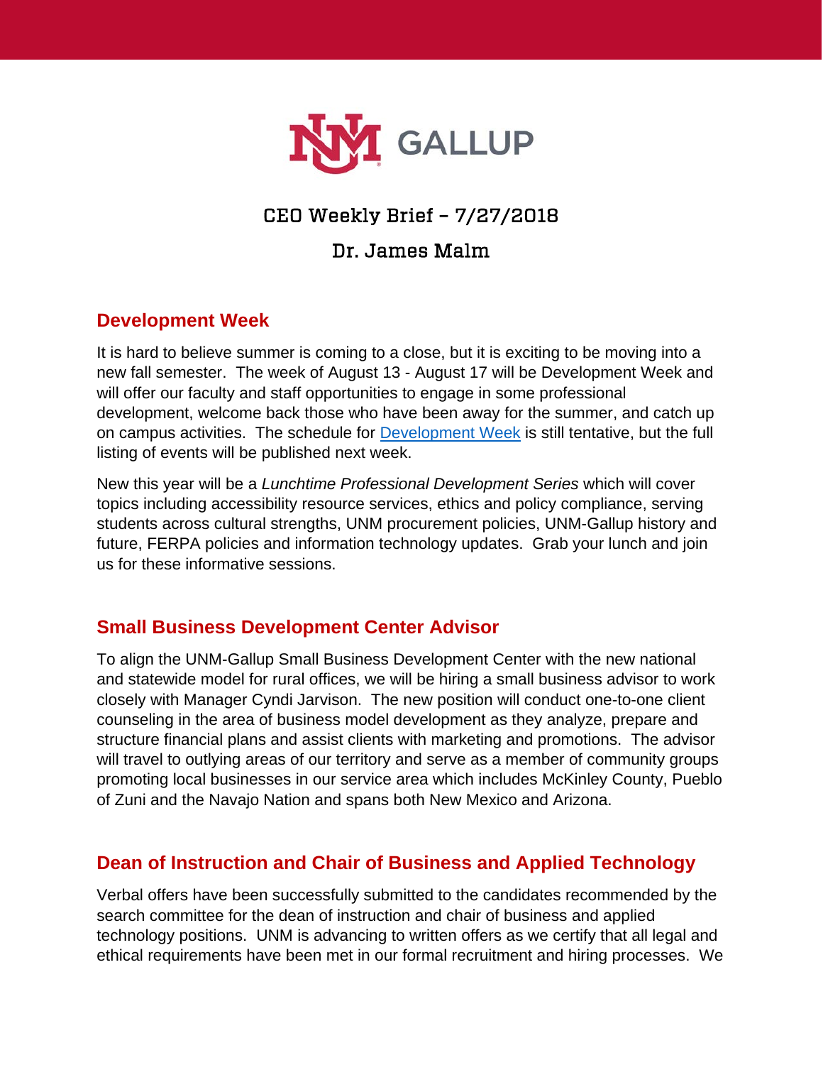# CEO Weekly Brief – 7/27/2018

## Dr. James Malm

### Development Week

It is hard to believe summer is coming to a close, but it is exciting to be moving into a new fall semester. The week of August 13 - August 17 will be Development Week and will offer our faculty and staff opportunities to engage in some professional development, welcome back those who have been away for the summer, and catch up on campus activities. The schedule for Development Week is still tentative, but the full listing of events will be published next week.

New this year will be a *Lunchtime Professional Development Series* which will cover topics including accessibility resource services, ethics and policy compliance, serving students across cultural strengths, UNM procurement policies, UNM-Gallup history and future, FERPA policies and information technology updates. Grab your lunch and join us for these informative sessions.

### Small Business Development Center Advisor

To align the UNM-Gallup Small Business Development Center with the new national and statewide model for rural offices, we will be hiring a small business advisor to work closely with Manager Cyndi Jarvison. The new position will conduct one-to-one client counseling in the area of business model development as they analyze, prepare and structure financial plans and assist clients with marketing and promotions. The advisor will travel to outlying areas of our territory and serve as a member of community groups promoting local businesses in our service area which includes McKinley County, Pueblo of Zuni and the Navajo Nation and spans both New Mexico and Arizona.

### Dean of Instruction and Chair of Business and Applied Technology

Verbal offers have been successfully submitted to the candidates recommended by the search committee for the dean of instruction and chair of business and applied technology positions. UNM is advancing to written offers as we certify that all legal and ethical requirements have been met in our formal recruitment and hiring processes. We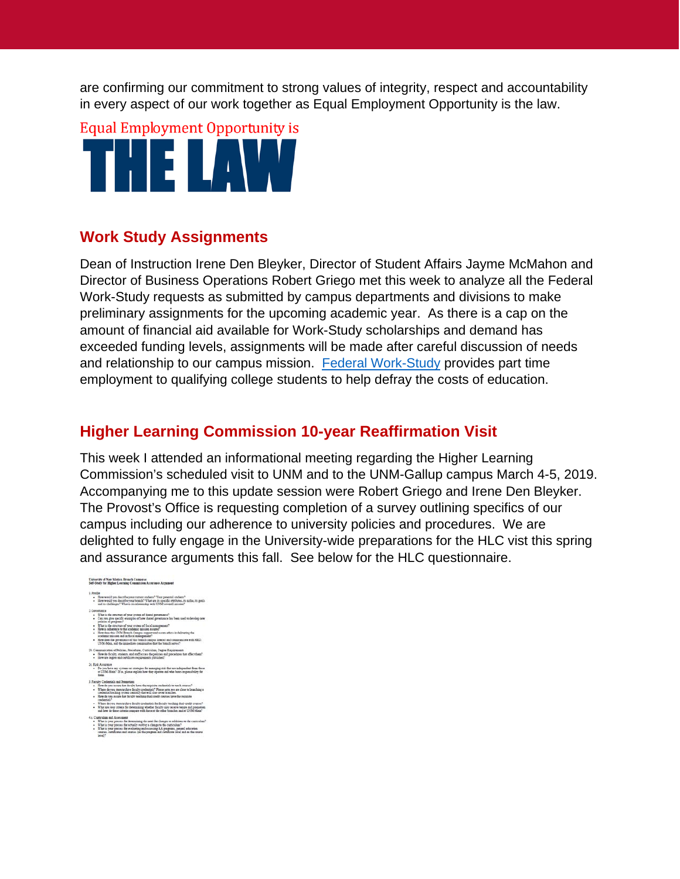are confirming our commitment to strong values of integrity, respect and accountability in every aspect of our work together as Equal Employment Opportunity is the law.

Equal Employment Opportunity is
**THE LAW**

## Work Study Assignments

Dean of Instruction Irene Den Bleyker, Director of Student Affairs Jayme McMahon and Director of Business Operations Robert Griego met this week to analyze all the Federal Work-Study requests as submitted by campus departments and divisions to make preliminary assignments for the upcoming academic year. As there is a cap on the amount of financial aid available for Work-Study scholarships and demand has exceeded funding levels, assignments will be made after careful discussion of needs and relationship to our campus mission. [Federal Work-Study]() provides part time employment to qualifying college students to help defray the costs of education.

## Higher Learning Commission 10-year Reaffirmation Visit

This week I attended an informational meeting regarding the Higher Learning Commission's scheduled visit to UNM and to the UNM-Gallup campus March 4-5, 2019. Accompanying me to this update session were Robert Griego and Irene Den Bleyker. The Provost's Office is requesting completion of a survey outlining specifics of our campus including our adherence to university policies and procedures. We are delighted to fully engage in the University-wide preparations for the HLC vist this spring and assurance arguments this fall. See below for the HLC questionnaire.

**University of New Mexico Branch Campuses**
**Self-Study for Higher Learning Commission Assurance Argument**

1. Profile
   - How would you describe your current students? Your potential students?
   - How would you describe your branch? What are its specific attributes, its niche, its goals and its challenges? What is its relationship with UNM's overall mission?

2. Governance
   - What is the structure of your system of shared governance?
   - Can you give specific examples of how shared governance has been used to develop new policies or programs?
   - What is the structure of your system of fiscal management?
   - How is adherence to the academic mission assured?
   - How does this UNM Branch Campus support and ensure ethics in delivering the academic mission and in fiscal management?
   - How does the governance of this branch campus interact and communicate with HED, UNM-Main, and the immediate communities that the branch serves?

2b. Communication of Policies, Procedures, Curriculum, Degree Requirements
   - How do faculty, students, and staff access the policies and procedures that affect them?
   - How are degree and certificate requirements published?

2c. Risk Assurance
   - Do you have any systems or strategies for managing risk that are independent from those at UNM-Main? If so, please explain how they operate and who bears responsibility for them.

3. Faculty Credentials and Promotion
   - How do you ensure that faculty have the requisite credentials to teach courses?
   - Where do you store/archive faculty credentials? Please note we are close to launching a credential tracking system centrally that will also cover branches.
   - How do you ensure that faculty teaching dual credit courses have the requisite credentials?
   - Where do you store/archive faculty credentials for faculty teaching dual-credit courses?
   - What are your criteria for determining whether faculty may receive tenure and promotion and how do these criteria compare with those of the other branches and at UNM-Main?

4.1 Curriculum and Assessment
   - What is your process for determining the need for changes or additions to the curriculum?
   - What is your process for actually making a change to the curriculum?
   - What is your process for evaluating and assessing AA programs, general education courses, certificates and courses (at the program and certificate level and at the course level)?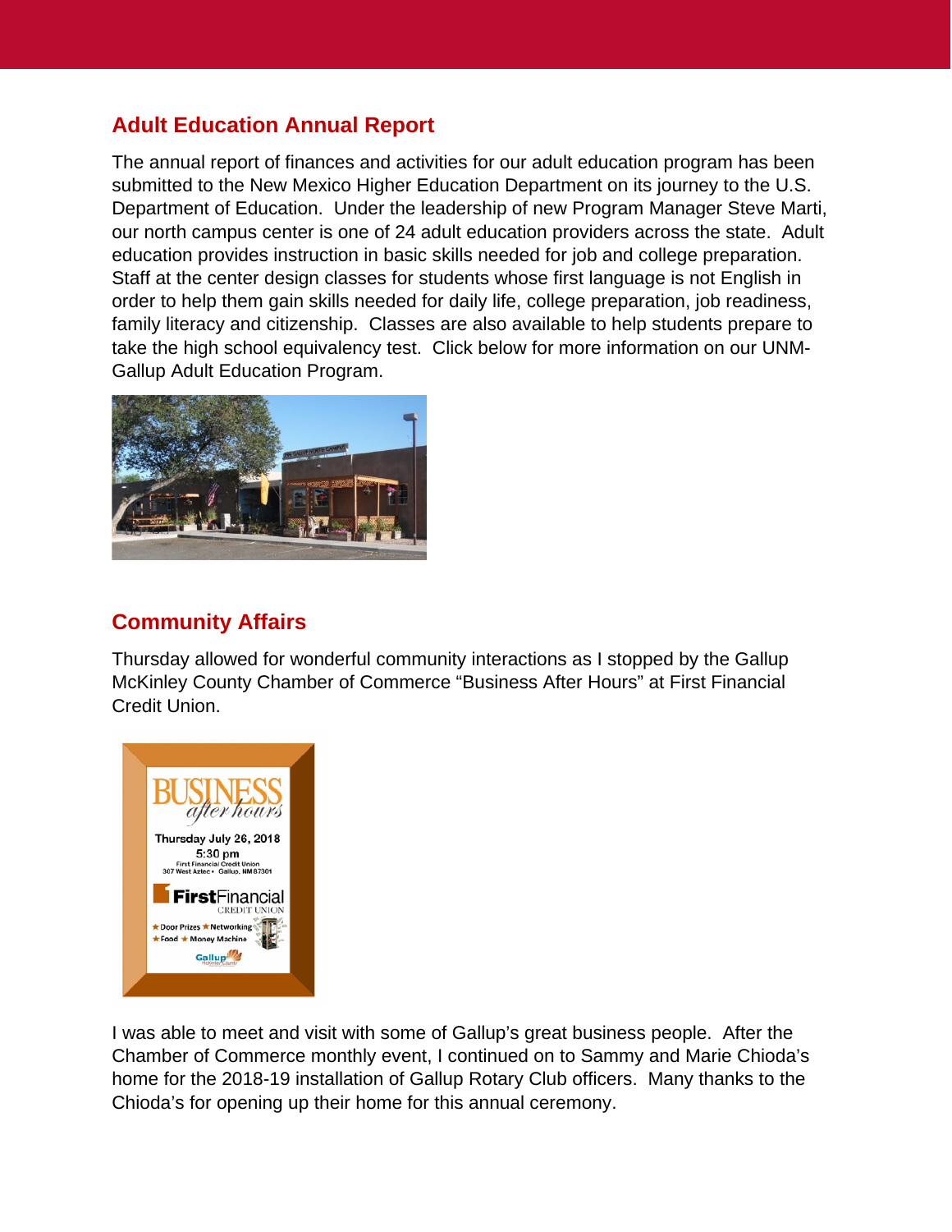## Adult Education Annual Report

The annual report of finances and activities for our adult education program has been submitted to the New Mexico Higher Education Department on its journey to the U.S. Department of Education. Under the leadership of new Program Manager Steve Marti, our north campus center is one of 24 adult education providers across the state. Adult education provides instruction in basic skills needed for job and college preparation. Staff at the center design classes for students whose first language is not English in order to help them gain skills needed for daily life, college preparation, job readiness, family literacy and citizenship. Classes are also available to help students prepare to take the high school equivalency test. Click below for more information on our UNM-Gallup Adult Education Program.

## Community Affairs

Thursday allowed for wonderful community interactions as I stopped by the Gallup McKinley County Chamber of Commerce "Business After Hours" at First Financial Credit Union.

I was able to meet and visit with some of Gallup's great business people. After the Chamber of Commerce monthly event, I continued on to Sammy and Marie Chioda's home for the 2018-19 installation of Gallup Rotary Club officers. Many thanks to the Chioda's for opening up their home for this annual ceremony.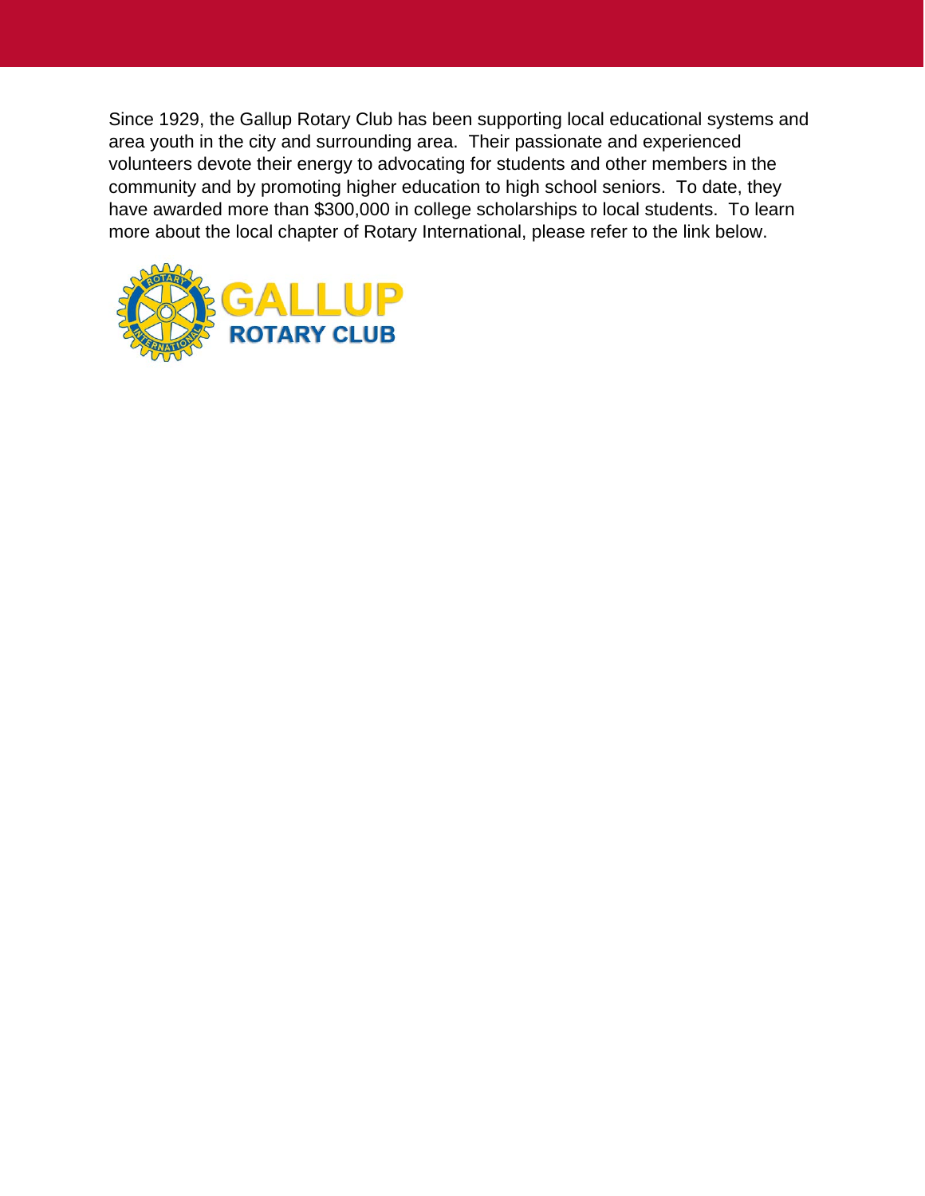Since 1929, the Gallup Rotary Club has been supporting local educational systems and area youth in the city and surrounding area. Their passionate and experienced volunteers devote their energy to advocating for students and other members in the community and by promoting higher education to high school seniors. To date, they have awarded more than $300,000 in college scholarships to local students. To learn more about the local chapter of Rotary International, please refer to the link below.

GALLUP ROTARY CLUB